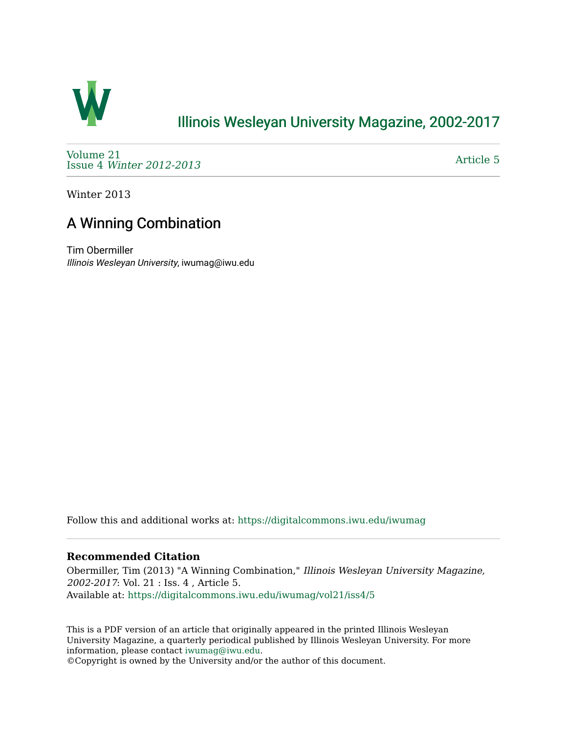# Illinois Wesleyan University Magazine, 2002-2017

Volume 21
Issue 4 *Winter 2012-2013*

Article 5

Winter 2013

## A Winning Combination

Tim Obermiller
*Illinois Wesleyan University*, iwumag@iwu.edu

Follow this and additional works at: https://digitalcommons.iwu.edu/iwumag

### Recommended Citation

Obermiller, Tim (2013) "A Winning Combination," *Illinois Wesleyan University Magazine, 2002-2017*: Vol. 21 : Iss. 4 , Article 5.
Available at: https://digitalcommons.iwu.edu/iwumag/vol21/iss4/5

This is a PDF version of an article that originally appeared in the printed Illinois Wesleyan University Magazine, a quarterly periodical published by Illinois Wesleyan University. For more information, please contact iwumag@iwu.edu.
©Copyright is owned by the University and/or the author of this document.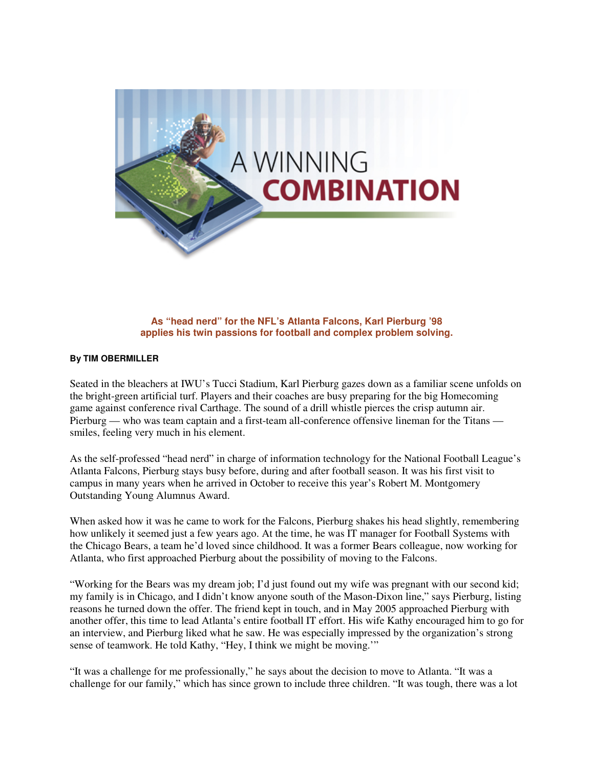# A WINNING COMBINATION

**As "head nerd" for the NFL's Atlanta Falcons, Karl Pierburg '98 applies his twin passions for football and complex problem solving.**

**By TIM OBERMILLER**

Seated in the bleachers at IWU's Tucci Stadium, Karl Pierburg gazes down as a familiar scene unfolds on the bright-green artificial turf. Players and their coaches are busy preparing for the big Homecoming game against conference rival Carthage. The sound of a drill whistle pierces the crisp autumn air. Pierburg — who was team captain and a first-team all-conference offensive lineman for the Titans — smiles, feeling very much in his element.

As the self-professed "head nerd" in charge of information technology for the National Football League's Atlanta Falcons, Pierburg stays busy before, during and after football season. It was his first visit to campus in many years when he arrived in October to receive this year's Robert M. Montgomery Outstanding Young Alumnus Award.

When asked how it was he came to work for the Falcons, Pierburg shakes his head slightly, remembering how unlikely it seemed just a few years ago. At the time, he was IT manager for Football Systems with the Chicago Bears, a team he'd loved since childhood. It was a former Bears colleague, now working for Atlanta, who first approached Pierburg about the possibility of moving to the Falcons.

"Working for the Bears was my dream job; I'd just found out my wife was pregnant with our second kid; my family is in Chicago, and I didn't know anyone south of the Mason-Dixon line," says Pierburg, listing reasons he turned down the offer. The friend kept in touch, and in May 2005 approached Pierburg with another offer, this time to lead Atlanta's entire football IT effort. His wife Kathy encouraged him to go for an interview, and Pierburg liked what he saw. He was especially impressed by the organization's strong sense of teamwork. He told Kathy, "Hey, I think we might be moving.'"

"It was a challenge for me professionally," he says about the decision to move to Atlanta. "It was a challenge for our family," which has since grown to include three children. "It was tough, there was a lot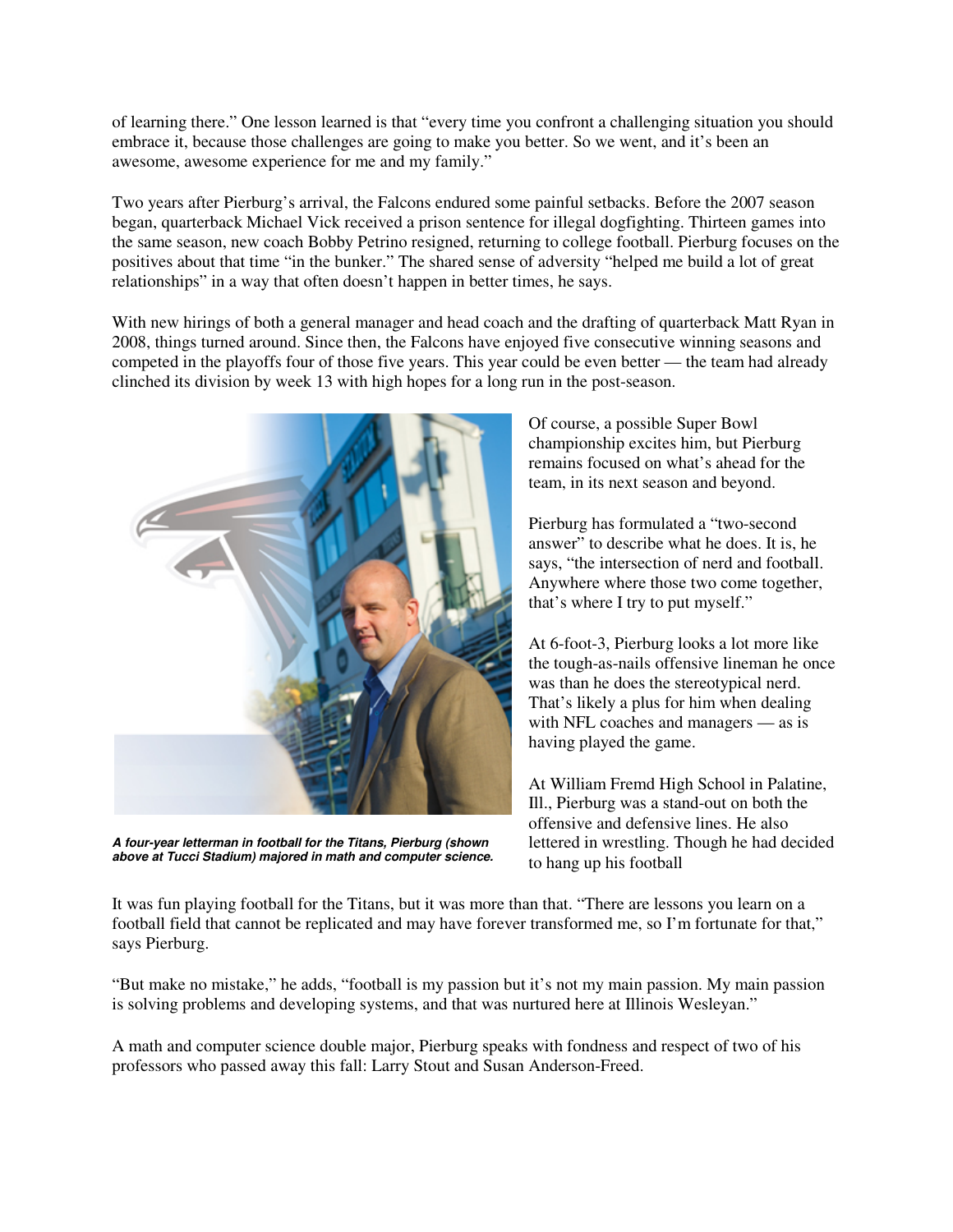of learning there." One lesson learned is that "every time you confront a challenging situation you should embrace it, because those challenges are going to make you better. So we went, and it's been an awesome, awesome experience for me and my family."

Two years after Pierburg's arrival, the Falcons endured some painful setbacks. Before the 2007 season began, quarterback Michael Vick received a prison sentence for illegal dogfighting. Thirteen games into the same season, new coach Bobby Petrino resigned, returning to college football. Pierburg focuses on the positives about that time "in the bunker." The shared sense of adversity "helped me build a lot of great relationships" in a way that often doesn't happen in better times, he says.

With new hirings of both a general manager and head coach and the drafting of quarterback Matt Ryan in 2008, things turned around. Since then, the Falcons have enjoyed five consecutive winning seasons and competed in the playoffs four of those five years. This year could be even better — the team had already clinched its division by week 13 with high hopes for a long run in the post-season.

*A four-year letterman in football for the Titans, Pierburg (shown above at Tucci Stadium) majored in math and computer science.*

Of course, a possible Super Bowl championship excites him, but Pierburg remains focused on what's ahead for the team, in its next season and beyond.

Pierburg has formulated a "two-second answer" to describe what he does. It is, he says, "the intersection of nerd and football. Anywhere where those two come together, that's where I try to put myself."

At 6-foot-3, Pierburg looks a lot more like the tough-as-nails offensive lineman he once was than he does the stereotypical nerd. That's likely a plus for him when dealing with NFL coaches and managers — as is having played the game.

At William Fremd High School in Palatine, Ill., Pierburg was a stand-out on both the offensive and defensive lines. He also lettered in wrestling. Though he had decided to hang up his football

It was fun playing football for the Titans, but it was more than that. "There are lessons you learn on a football field that cannot be replicated and may have forever transformed me, so I'm fortunate for that," says Pierburg.

"But make no mistake," he adds, "football is my passion but it's not my main passion. My main passion is solving problems and developing systems, and that was nurtured here at Illinois Wesleyan."

A math and computer science double major, Pierburg speaks with fondness and respect of two of his professors who passed away this fall: Larry Stout and Susan Anderson-Freed.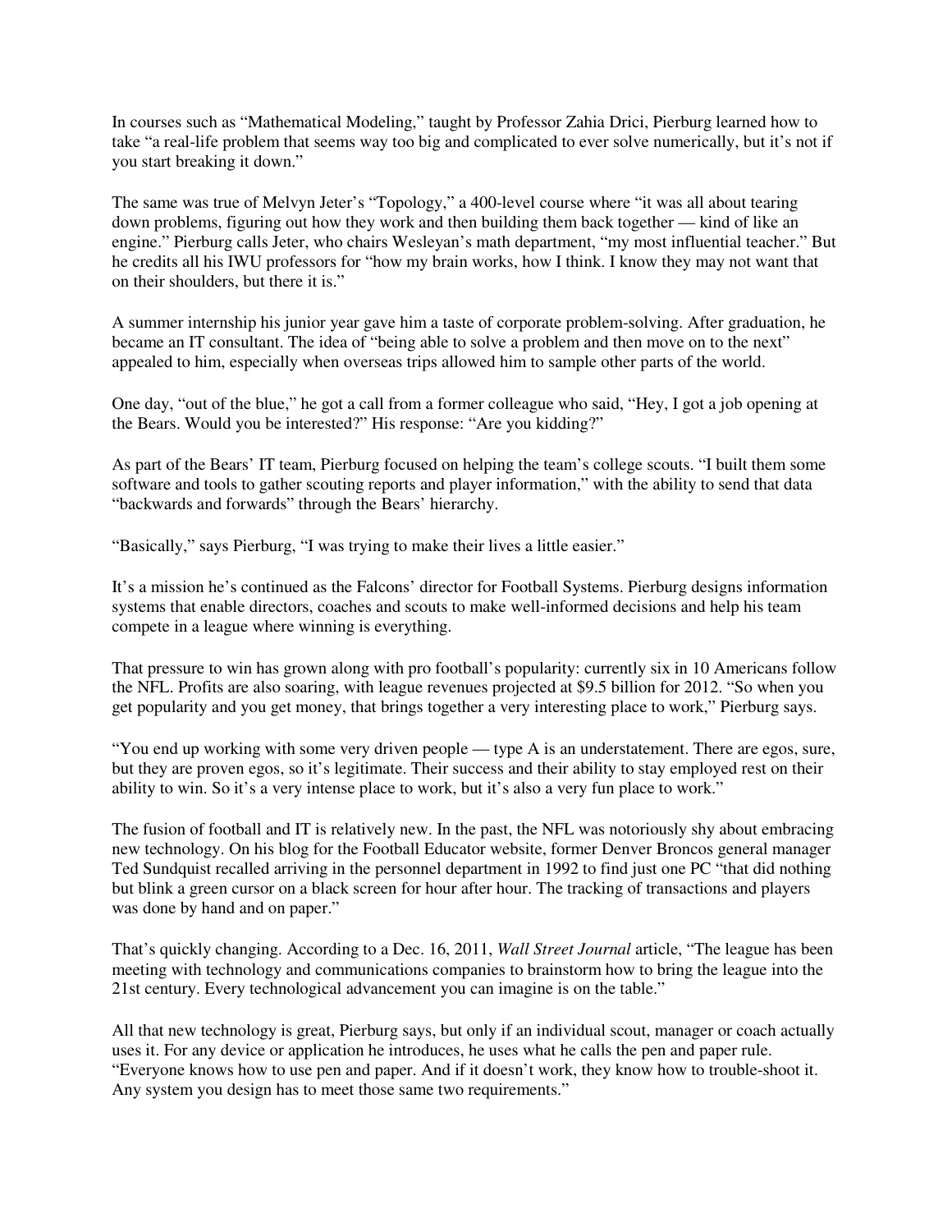In courses such as "Mathematical Modeling," taught by Professor Zahia Drici, Pierburg learned how to take "a real-life problem that seems way too big and complicated to ever solve numerically, but it's not if you start breaking it down."

The same was true of Melvyn Jeter's "Topology," a 400-level course where "it was all about tearing down problems, figuring out how they work and then building them back together — kind of like an engine." Pierburg calls Jeter, who chairs Wesleyan's math department, "my most influential teacher." But he credits all his IWU professors for "how my brain works, how I think. I know they may not want that on their shoulders, but there it is."

A summer internship his junior year gave him a taste of corporate problem-solving. After graduation, he became an IT consultant. The idea of "being able to solve a problem and then move on to the next" appealed to him, especially when overseas trips allowed him to sample other parts of the world.

One day, "out of the blue," he got a call from a former colleague who said, "Hey, I got a job opening at the Bears. Would you be interested?" His response: "Are you kidding?"

As part of the Bears' IT team, Pierburg focused on helping the team's college scouts. "I built them some software and tools to gather scouting reports and player information," with the ability to send that data "backwards and forwards" through the Bears' hierarchy.

"Basically," says Pierburg, "I was trying to make their lives a little easier."

It's a mission he's continued as the Falcons' director for Football Systems. Pierburg designs information systems that enable directors, coaches and scouts to make well-informed decisions and help his team compete in a league where winning is everything.

That pressure to win has grown along with pro football's popularity: currently six in 10 Americans follow the NFL. Profits are also soaring, with league revenues projected at $9.5 billion for 2012. "So when you get popularity and you get money, that brings together a very interesting place to work," Pierburg says.

"You end up working with some very driven people — type A is an understatement. There are egos, sure, but they are proven egos, so it's legitimate. Their success and their ability to stay employed rest on their ability to win. So it's a very intense place to work, but it's also a very fun place to work."

The fusion of football and IT is relatively new. In the past, the NFL was notoriously shy about embracing new technology. On his blog for the Football Educator website, former Denver Broncos general manager Ted Sundquist recalled arriving in the personnel department in 1992 to find just one PC "that did nothing but blink a green cursor on a black screen for hour after hour. The tracking of transactions and players was done by hand and on paper."

That's quickly changing. According to a Dec. 16, 2011, *Wall Street Journal* article, "The league has been meeting with technology and communications companies to brainstorm how to bring the league into the 21st century. Every technological advancement you can imagine is on the table."

All that new technology is great, Pierburg says, but only if an individual scout, manager or coach actually uses it. For any device or application he introduces, he uses what he calls the pen and paper rule. "Everyone knows how to use pen and paper. And if it doesn't work, they know how to trouble-shoot it. Any system you design has to meet those same two requirements."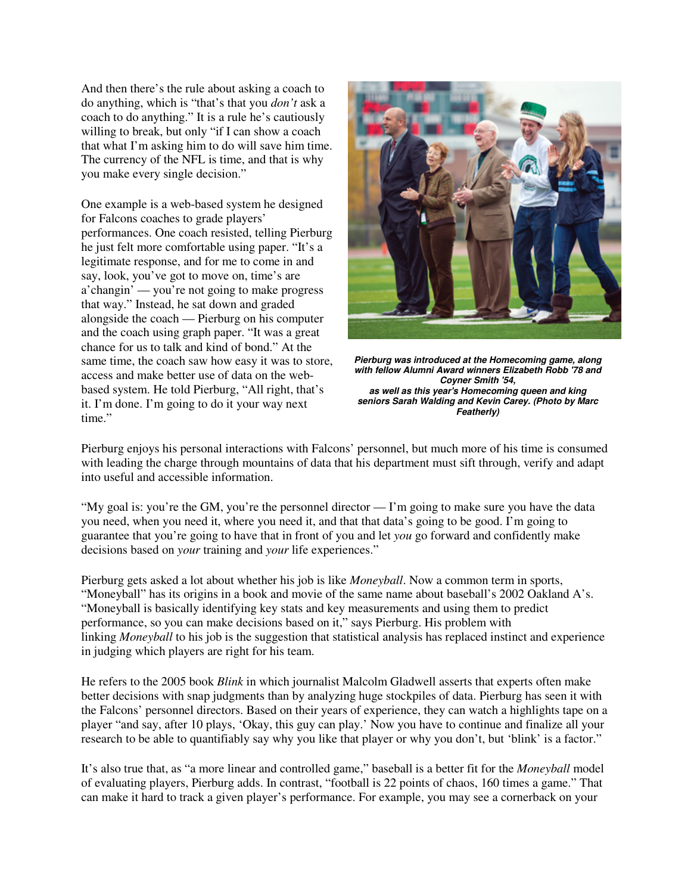And then there's the rule about asking a coach to do anything, which is "that's that you *don't* ask a coach to do anything." It is a rule he's cautiously willing to break, but only "if I can show a coach that what I'm asking him to do will save him time. The currency of the NFL is time, and that is why you make every single decision."

One example is a web-based system he designed for Falcons coaches to grade players' performances. One coach resisted, telling Pierburg he just felt more comfortable using paper. "It's a legitimate response, and for me to come in and say, look, you've got to move on, time's are a'changin' — you're not going to make progress that way." Instead, he sat down and graded alongside the coach — Pierburg on his computer and the coach using graph paper. "It was a great chance for us to talk and kind of bond." At the same time, the coach saw how easy it was to store, access and make better use of data on the web-based system. He told Pierburg, "All right, that's it. I'm done. I'm going to do it your way next time."

***Pierburg was introduced at the Homecoming game, along with fellow Alumni Award winners Elizabeth Robb '78 and Coyner Smith '54, as well as this year's Homecoming queen and king seniors Sarah Walding and Kevin Carey. (Photo by Marc Featherly)***

Pierburg enjoys his personal interactions with Falcons' personnel, but much more of his time is consumed with leading the charge through mountains of data that his department must sift through, verify and adapt into useful and accessible information.

"My goal is: you're the GM, you're the personnel director — I'm going to make sure you have the data you need, when you need it, where you need it, and that that data's going to be good. I'm going to guarantee that you're going to have that in front of you and let *you* go forward and confidently make decisions based on *your* training and *your* life experiences."

Pierburg gets asked a lot about whether his job is like *Moneyball*. Now a common term in sports, "Moneyball" has its origins in a book and movie of the same name about baseball's 2002 Oakland A's. "Moneyball is basically identifying key stats and key measurements and using them to predict performance, so you can make decisions based on it," says Pierburg. His problem with linking *Moneyball* to his job is the suggestion that statistical analysis has replaced instinct and experience in judging which players are right for his team.

He refers to the 2005 book *Blink* in which journalist Malcolm Gladwell asserts that experts often make better decisions with snap judgments than by analyzing huge stockpiles of data. Pierburg has seen it with the Falcons' personnel directors. Based on their years of experience, they can watch a highlights tape on a player "and say, after 10 plays, 'Okay, this guy can play.' Now you have to continue and finalize all your research to be able to quantifiably say why you like that player or why you don't, but 'blink' is a factor."

It's also true that, as "a more linear and controlled game," baseball is a better fit for the *Moneyball* model of evaluating players, Pierburg adds. In contrast, "football is 22 points of chaos, 160 times a game." That can make it hard to track a given player's performance. For example, you may see a cornerback on your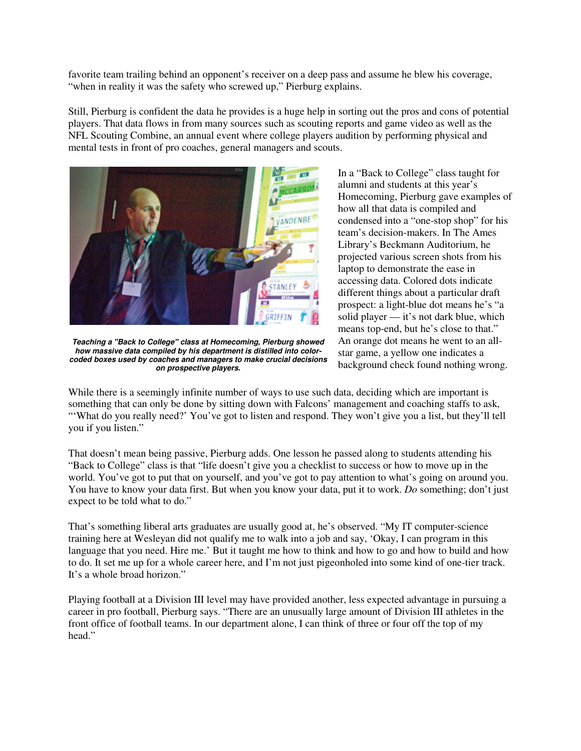favorite team trailing behind an opponent's receiver on a deep pass and assume he blew his coverage, "when in reality it was the safety who screwed up," Pierburg explains.

Still, Pierburg is confident the data he provides is a huge help in sorting out the pros and cons of potential players. That data flows in from many sources such as scouting reports and game video as well as the NFL Scouting Combine, an annual event where college players audition by performing physical and mental tests in front of pro coaches, general managers and scouts.

***Teaching a "Back to College" class at Homecoming, Pierburg showed how massive data compiled by his department is distilled into color-coded boxes used by coaches and managers to make crucial decisions on prospective players.***

In a "Back to College" class taught for alumni and students at this year's Homecoming, Pierburg gave examples of how all that data is compiled and condensed into a "one-stop shop" for his team's decision-makers. In The Ames Library's Beckmann Auditorium, he projected various screen shots from his laptop to demonstrate the ease in accessing data. Colored dots indicate different things about a particular draft prospect: a light-blue dot means he's "a solid player — it's not dark blue, which means top-end, but he's close to that." An orange dot means he went to an all-star game, a yellow one indicates a background check found nothing wrong.

While there is a seemingly infinite number of ways to use such data, deciding which are important is something that can only be done by sitting down with Falcons' management and coaching staffs to ask, "'What do you really need?' You've got to listen and respond. They won't give you a list, but they'll tell you if you listen."

That doesn't mean being passive, Pierburg adds. One lesson he passed along to students attending his "Back to College" class is that "life doesn't give you a checklist to success or how to move up in the world. You've got to put that on yourself, and you've got to pay attention to what's going on around you. You have to know your data first. But when you know your data, put it to work. *Do* something; don't just expect to be told what to do."

That's something liberal arts graduates are usually good at, he's observed. "My IT computer-science training here at Wesleyan did not qualify me to walk into a job and say, 'Okay, I can program in this language that you need. Hire me.' But it taught me how to think and how to go and how to build and how to do. It set me up for a whole career here, and I'm not just pigeonholed into some kind of one-tier track. It's a whole broad horizon."

Playing football at a Division III level may have provided another, less expected advantage in pursuing a career in pro football, Pierburg says. "There are an unusually large amount of Division III athletes in the front office of football teams. In our department alone, I can think of three or four off the top of my head."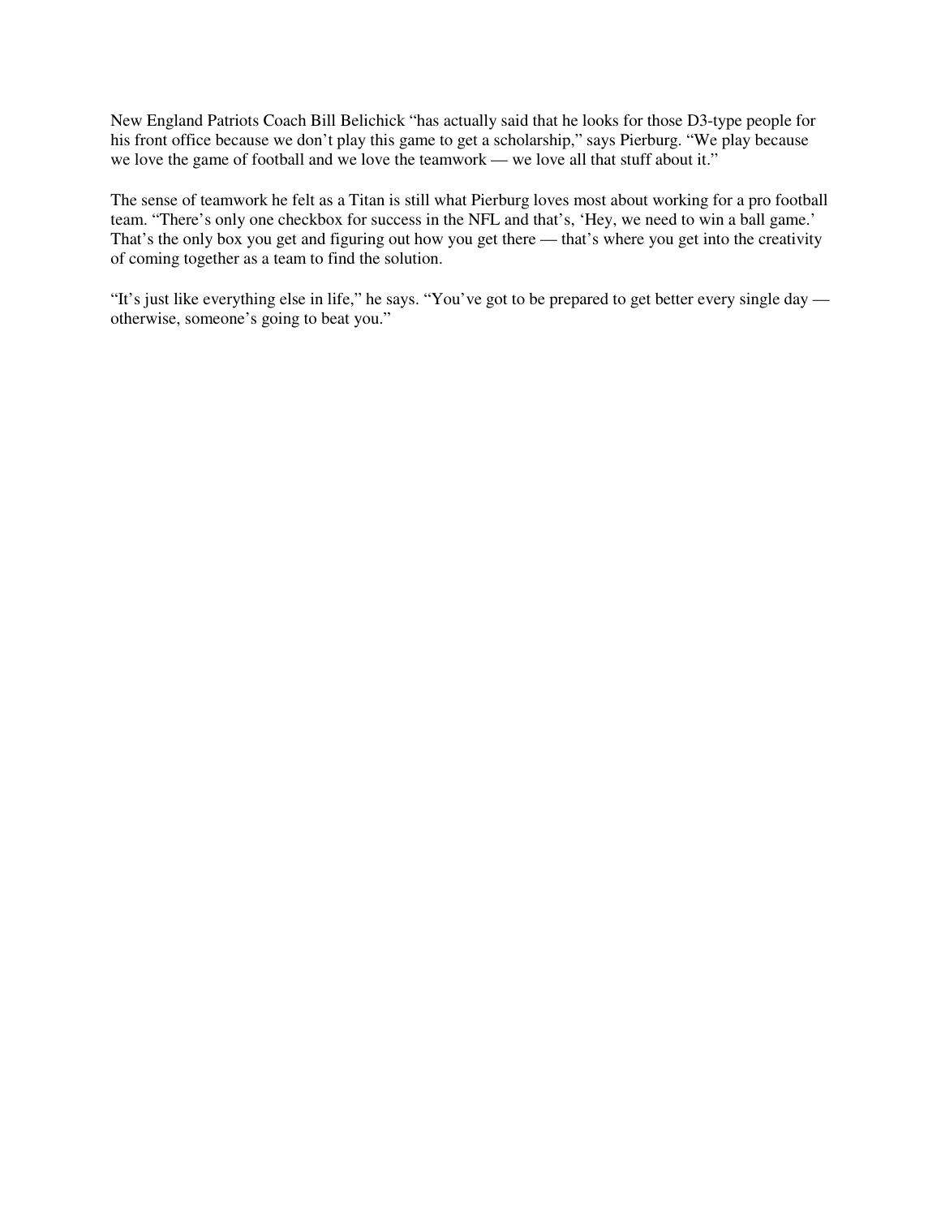New England Patriots Coach Bill Belichick "has actually said that he looks for those D3-type people for his front office because we don't play this game to get a scholarship," says Pierburg. "We play because we love the game of football and we love the teamwork — we love all that stuff about it."

The sense of teamwork he felt as a Titan is still what Pierburg loves most about working for a pro football team. "There's only one checkbox for success in the NFL and that's, 'Hey, we need to win a ball game.' That's the only box you get and figuring out how you get there — that's where you get into the creativity of coming together as a team to find the solution.

"It's just like everything else in life," he says. "You've got to be prepared to get better every single day — otherwise, someone's going to beat you."